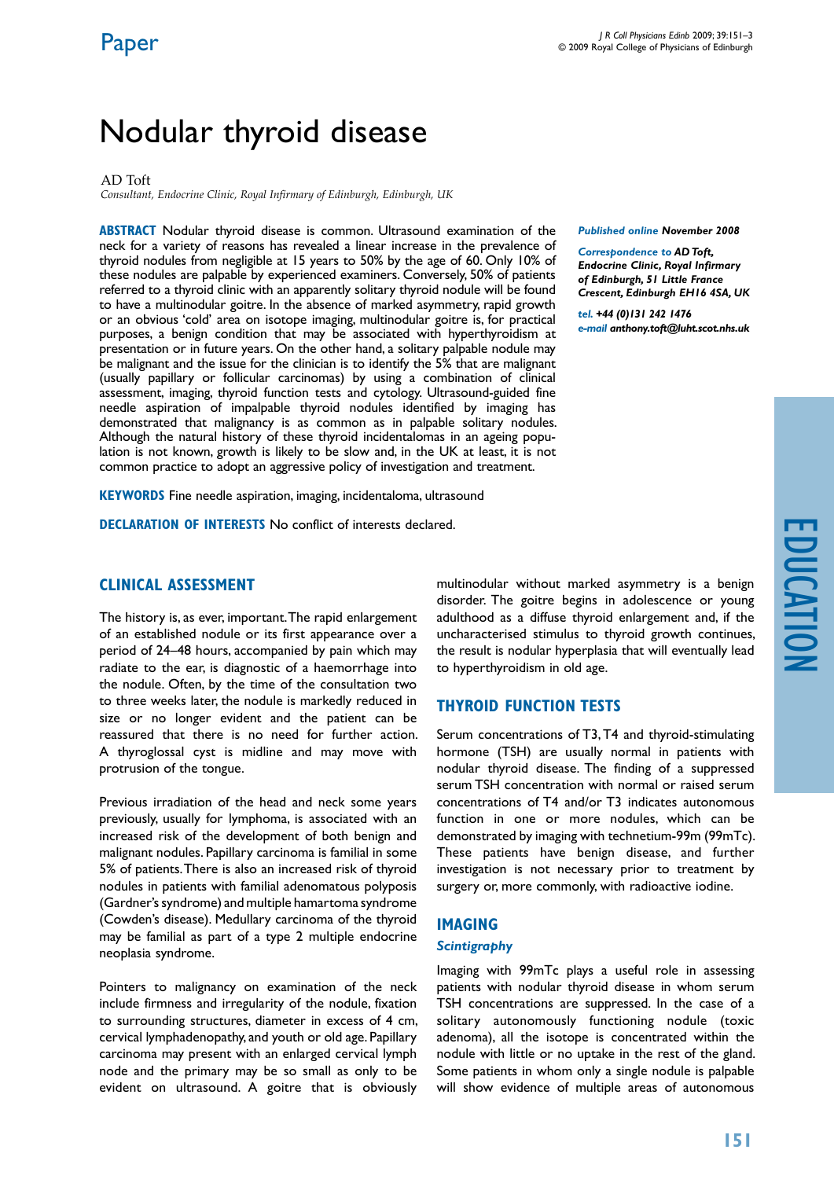Paper

# Nodular thyroid disease

AD Toft

*Consultant, Endocrine Clinic, Royal Infirmary of Edinburgh, Edinburgh, UK*

**ABSTRACT** Nodular thyroid disease is common. Ultrasound examination of the neck for a variety of reasons has revealed a linear increase in the prevalence of thyroid nodules from negligible at 15 years to 50% by the age of 60. Only 10% of these nodules are palpable by experienced examiners. Conversely, 50% of patients referred to a thyroid clinic with an apparently solitary thyroid nodule will be found to have a multinodular goitre. In the absence of marked asymmetry, rapid growth or an obvious 'cold' area on isotope imaging, multinodular goitre is, for practical purposes, a benign condition that may be associated with hyperthyroidism at presentation or in future years. On the other hand, a solitary palpable nodule may be malignant and the issue for the clinician is to identify the 5% that are malignant (usually papillary or follicular carcinomas) by using a combination of clinical assessment, imaging, thyroid function tests and cytology. Ultrasound-guided fine needle aspiration of impalpable thyroid nodules identified by imaging has demonstrated that malignancy is as common as in palpable solitary nodules. Although the natural history of these thyroid incidentalomas in an ageing population is not known, growth is likely to be slow and, in the UK at least, it is not common practice to adopt an aggressive policy of investigation and treatment.

**KEYWORDS** Fine needle aspiration, imaging, incidentaloma, ultrasound

**DECLARATION OF INTERESTS** No conflict of interests declared.

***Published online*** ***November 2008***

***Correspondence to*** ***AD Toft, Endocrine Clinic, Royal Infirmary of Edinburgh, 51 Little France Crescent, Edinburgh EH16 4SA, UK***

***tel.*** ***+44 (0)131 242 1476***

***e-mail*** ***anthony.toft@luht.scot.nhs.uk***

## CLINICAL ASSESSMENT

The history is, as ever, important. The rapid enlargement of an established nodule or its first appearance over a period of 24–48 hours, accompanied by pain which may radiate to the ear, is diagnostic of a haemorrhage into the nodule. Often, by the time of the consultation two to three weeks later, the nodule is markedly reduced in size or no longer evident and the patient can be reassured that there is no need for further action. A thyroglossal cyst is midline and may move with protrusion of the tongue.

Previous irradiation of the head and neck some years previously, usually for lymphoma, is associated with an increased risk of the development of both benign and malignant nodules. Papillary carcinoma is familial in some 5% of patients. There is also an increased risk of thyroid nodules in patients with familial adenomatous polyposis (Gardner's syndrome) and multiple hamartoma syndrome (Cowden's disease). Medullary carcinoma of the thyroid may be familial as part of a type 2 multiple endocrine neoplasia syndrome.

Pointers to malignancy on examination of the neck include firmness and irregularity of the nodule, fixation to surrounding structures, diameter in excess of 4 cm, cervical lymphadenopathy, and youth or old age. Papillary carcinoma may present with an enlarged cervical lymph node and the primary may be so small as only to be evident on ultrasound. A goitre that is obviously multinodular without marked asymmetry is a benign disorder. The goitre begins in adolescence or young adulthood as a diffuse thyroid enlargement and, if the uncharacterised stimulus to thyroid growth continues, the result is nodular hyperplasia that will eventually lead to hyperthyroidism in old age.

## THYROID FUNCTION TESTS

Serum concentrations of T3, T4 and thyroid-stimulating hormone (TSH) are usually normal in patients with nodular thyroid disease. The finding of a suppressed serum TSH concentration with normal or raised serum concentrations of T4 and/or T3 indicates autonomous function in one or more nodules, which can be demonstrated by imaging with technetium-99m (99mTc). These patients have benign disease, and further investigation is not necessary prior to treatment by surgery or, more commonly, with radioactive iodine.

## IMAGING

### *Scintigraphy*

Imaging with 99mTc plays a useful role in assessing patients with nodular thyroid disease in whom serum TSH concentrations are suppressed. In the case of a solitary autonomously functioning nodule (toxic adenoma), all the isotope is concentrated within the nodule with little or no uptake in the rest of the gland. Some patients in whom only a single nodule is palpable will show evidence of multiple areas of autonomous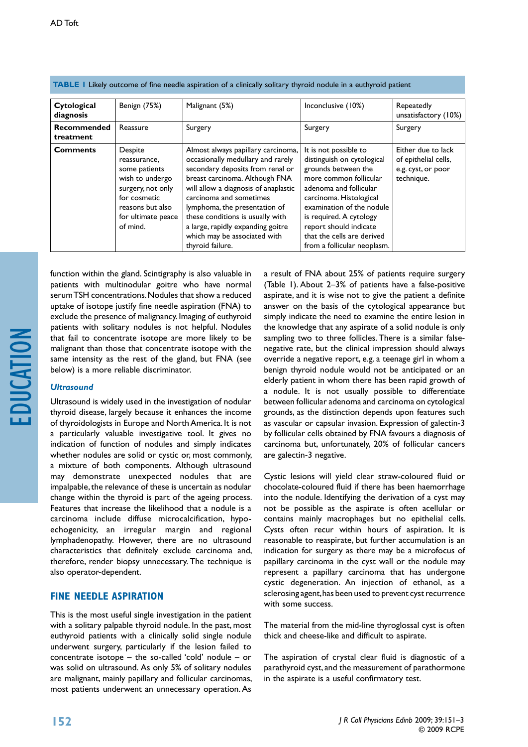**TABLE 1** Likely outcome of fine needle aspiration of a clinically solitary thyroid nodule in a euthyroid patient

| **Cytological diagnosis** | Benign (75%) | Malignant (5%) | Inconclusive (10%) | Repeatedly unsatisfactory (10%) |
|---|---|---|---|---|
| **Recommended treatment** | Reassure | Surgery | Surgery | Surgery |
| **Comments** | Despite reassurance, some patients wish to undergo surgery, not only for cosmetic reasons but also for ultimate peace of mind. | Almost always papillary carcinoma, occasionally medullary and rarely secondary deposits from renal or breast carcinoma. Although FNA will allow a diagnosis of anaplastic carcinoma and sometimes lymphoma, the presentation of these conditions is usually with a large, rapidly expanding goitre which may be associated with thyroid failure. | It is not possible to distinguish on cytological grounds between the more common follicular adenoma and follicular carcinoma. Histological examination of the nodule is required. A cytology report should indicate that the cells are derived from a follicular neoplasm. | Either due to lack of epithelial cells, e.g. cyst, or poor technique. |

function within the gland. Scintigraphy is also valuable in patients with multinodular goitre who have normal serum TSH concentrations. Nodules that show a reduced uptake of isotope justify fine needle aspiration (FNA) to exclude the presence of malignancy. Imaging of euthyroid patients with solitary nodules is not helpful. Nodules that fail to concentrate isotope are more likely to be malignant than those that concentrate isotope with the same intensity as the rest of the gland, but FNA (see below) is a more reliable discriminator.

### *Ultrasound*

Ultrasound is widely used in the investigation of nodular thyroid disease, largely because it enhances the income of thyroidologists in Europe and North America. It is not a particularly valuable investigative tool. It gives no indication of function of nodules and simply indicates whether nodules are solid or cystic or, most commonly, a mixture of both components. Although ultrasound may demonstrate unexpected nodules that are impalpable, the relevance of these is uncertain as nodular change within the thyroid is part of the ageing process. Features that increase the likelihood that a nodule is a carcinoma include diffuse microcalcification, hypo-echogenicity, an irregular margin and regional lymphadenopathy. However, there are no ultrasound characteristics that definitely exclude carcinoma and, therefore, render biopsy unnecessary. The technique is also operator-dependent.

## FINE NEEDLE ASPIRATION

This is the most useful single investigation in the patient with a solitary palpable thyroid nodule. In the past, most euthyroid patients with a clinically solid single nodule underwent surgery, particularly if the lesion failed to concentrate isotope – the so-called 'cold' nodule – or was solid on ultrasound. As only 5% of solitary nodules are malignant, mainly papillary and follicular carcinomas, most patients underwent an unnecessary operation. As a result of FNA about 25% of patients require surgery (Table 1). About 2–3% of patients have a false-positive aspirate, and it is wise not to give the patient a definite answer on the basis of the cytological appearance but simply indicate the need to examine the entire lesion in the knowledge that any aspirate of a solid nodule is only sampling two to three follicles. There is a similar false-negative rate, but the clinical impression should always override a negative report, e.g. a teenage girl in whom a benign thyroid nodule would not be anticipated or an elderly patient in whom there has been rapid growth of a nodule. It is not usually possible to differentiate between follicular adenoma and carcinoma on cytological grounds, as the distinction depends upon features such as vascular or capsular invasion. Expression of galectin-3 by follicular cells obtained by FNA favours a diagnosis of carcinoma but, unfortunately, 20% of follicular cancers are galectin-3 negative.

Cystic lesions will yield clear straw-coloured fluid or chocolate-coloured fluid if there has been haemorrhage into the nodule. Identifying the derivation of a cyst may not be possible as the aspirate is often acellular or contains mainly macrophages but no epithelial cells. Cysts often recur within hours of aspiration. It is reasonable to reaspirate, but further accumulation is an indication for surgery as there may be a microfocus of papillary carcinoma in the cyst wall or the nodule may represent a papillary carcinoma that has undergone cystic degeneration. An injection of ethanol, as a sclerosing agent, has been used to prevent cyst recurrence with some success.

The material from the mid-line thyroglossal cyst is often thick and cheese-like and difficult to aspirate.

The aspiration of crystal clear fluid is diagnostic of a parathyroid cyst, and the measurement of parathormone in the aspirate is a useful confirmatory test.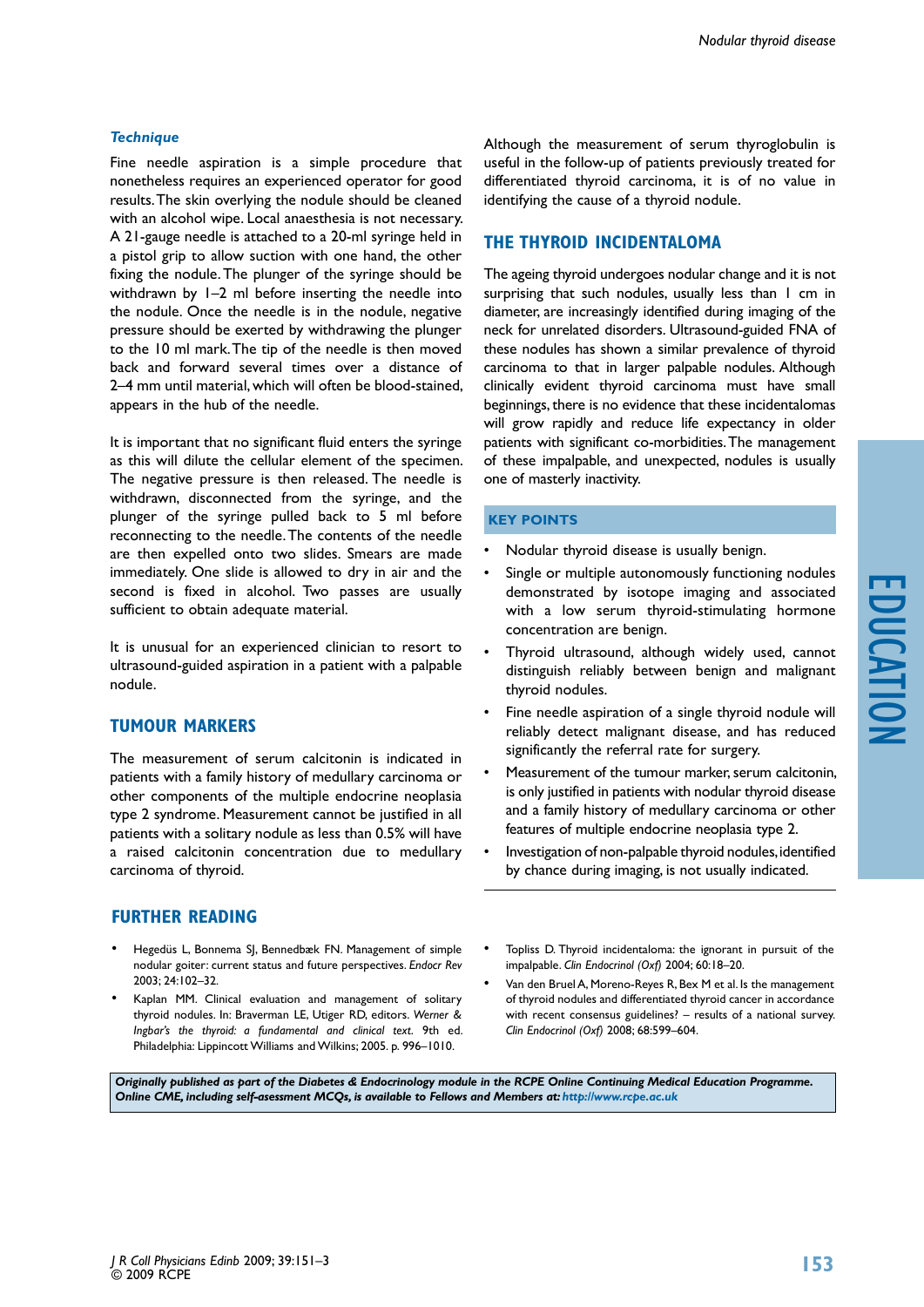### Technique

Fine needle aspiration is a simple procedure that nonetheless requires an experienced operator for good results. The skin overlying the nodule should be cleaned with an alcohol wipe. Local anaesthesia is not necessary. A 21-gauge needle is attached to a 20-ml syringe held in a pistol grip to allow suction with one hand, the other fixing the nodule. The plunger of the syringe should be withdrawn by 1–2 ml before inserting the needle into the nodule. Once the needle is in the nodule, negative pressure should be exerted by withdrawing the plunger to the 10 ml mark. The tip of the needle is then moved back and forward several times over a distance of 2–4 mm until material, which will often be blood-stained, appears in the hub of the needle.

It is important that no significant fluid enters the syringe as this will dilute the cellular element of the specimen. The negative pressure is then released. The needle is withdrawn, disconnected from the syringe, and the plunger of the syringe pulled back to 5 ml before reconnecting to the needle. The contents of the needle are then expelled onto two slides. Smears are made immediately. One slide is allowed to dry in air and the second is fixed in alcohol. Two passes are usually sufficient to obtain adequate material.

It is unusual for an experienced clinician to resort to ultrasound-guided aspiration in a patient with a palpable nodule.

## TUMOUR MARKERS

The measurement of serum calcitonin is indicated in patients with a family history of medullary carcinoma or other components of the multiple endocrine neoplasia type 2 syndrome. Measurement cannot be justified in all patients with a solitary nodule as less than 0.5% will have a raised calcitonin concentration due to medullary carcinoma of thyroid.

Although the measurement of serum thyroglobulin is useful in the follow-up of patients previously treated for differentiated thyroid carcinoma, it is of no value in identifying the cause of a thyroid nodule.

## THE THYROID INCIDENTALOMA

The ageing thyroid undergoes nodular change and it is not surprising that such nodules, usually less than 1 cm in diameter, are increasingly identified during imaging of the neck for unrelated disorders. Ultrasound-guided FNA of these nodules has shown a similar prevalence of thyroid carcinoma to that in larger palpable nodules. Although clinically evident thyroid carcinoma must have small beginnings, there is no evidence that these incidentalomas will grow rapidly and reduce life expectancy in older patients with significant co-morbidities. The management of these impalpable, and unexpected, nodules is usually one of masterly inactivity.

### KEY POINTS

- Nodular thyroid disease is usually benign.
- Single or multiple autonomously functioning nodules demonstrated by isotope imaging and associated with a low serum thyroid-stimulating hormone concentration are benign.
- Thyroid ultrasound, although widely used, cannot distinguish reliably between benign and malignant thyroid nodules.
- Fine needle aspiration of a single thyroid nodule will reliably detect malignant disease, and has reduced significantly the referral rate for surgery.
- Measurement of the tumour marker, serum calcitonin, is only justified in patients with nodular thyroid disease and a family history of medullary carcinoma or other features of multiple endocrine neoplasia type 2.
- Investigation of non-palpable thyroid nodules, identified by chance during imaging, is not usually indicated.

## FURTHER READING

- Hegedüs L, Bonnema SJ, Bennedbæk FN. Management of simple nodular goiter: current status and future perspectives. *Endocr Rev* 2003; 24:102–32.
- Kaplan MM. Clinical evaluation and management of solitary thyroid nodules. In: Braverman LE, Utiger RD, editors. *Werner & Ingbar's the thyroid: a fundamental and clinical text.* 9th ed. Philadelphia: Lippincott Williams and Wilkins; 2005. p. 996–1010.
- Topliss D. Thyroid incidentaloma: the ignorant in pursuit of the impalpable. *Clin Endocrinol (Oxf)* 2004; 60:18–20.
- Van den Bruel A, Moreno-Reyes R, Bex M et al. Is the management of thyroid nodules and differentiated thyroid cancer in accordance with recent consensus guidelines? – results of a national survey. *Clin Endocrinol (Oxf)* 2008; 68:599–604.

***Originally published as part of the Diabetes & Endocrinology module in the RCPE Online Continuing Medical Education Programme. Online CME, including self-asessment MCQs, is available to Fellows and Members at: http://www.rcpe.ac.uk***